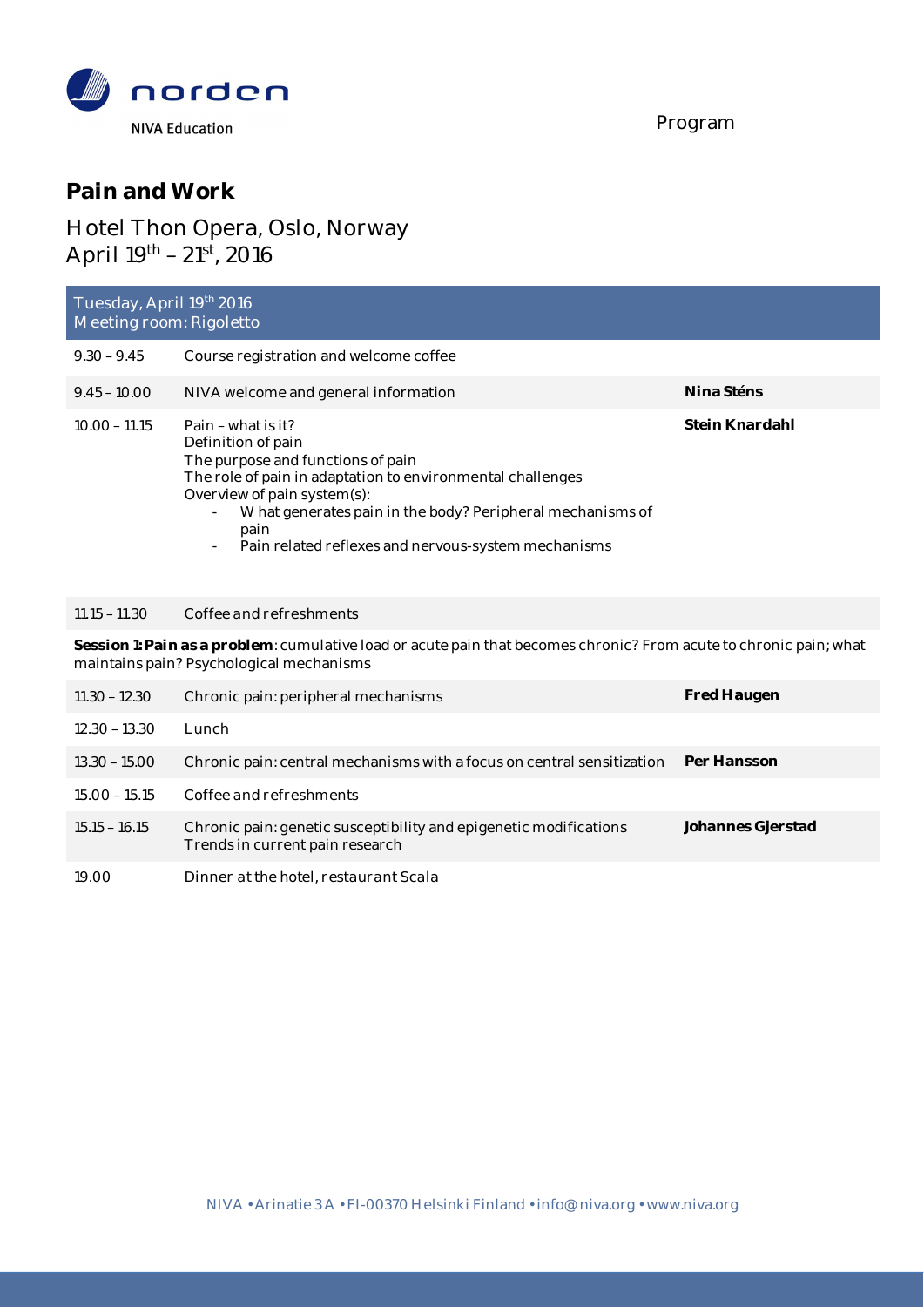norden

NIVA Education

Program

# Pain and Work

## Hotel Thon Opera, Oslo, Norway
## April 19th – 21st, 2016

| Tuesday, April 19th 2016<br>Meeting room: Rigoletto | | |
|---|---|---|
| 9.30 – 9.45 | Course registration and welcome coffee | |
| 9.45 – 10.00 | NIVA welcome and general information | **Nina Sténs** |
| 10.00 – 11.15 | Pain – what is it?<br>Definition of pain<br>The purpose and functions of pain<br>The role of pain in adaptation to environmental challenges<br>Overview of pain system(s):<br>- What generates pain in the body? Peripheral mechanisms of pain<br>- Pain related reflexes and nervous-system mechanisms | **Stein Knardahl** |
| 11.15 – 11.30 | Coffee and refreshments | |
| **Session 1: Pain as a problem**: cumulative load or acute pain that becomes chronic? From acute to chronic pain; what maintains pain? Psychological mechanisms | | |
| 11.30 – 12.30 | Chronic pain: peripheral mechanisms | **Fred Haugen** |
| 12.30 – 13.30 | Lunch | |
| 13.30 – 15.00 | Chronic pain: central mechanisms with a focus on central sensitization | **Per Hansson** |
| 15.00 – 15.15 | Coffee and refreshments | |
| 15.15 – 16.15 | Chronic pain: genetic susceptibility and epigenetic modifications<br>Trends in current pain research | **Johannes Gjerstad** |
| 19.00 | Dinner at the hotel, restaurant Scala | |

NIVA • Arinatie 3 A • FI-00370 Helsinki Finland • info@niva.org • www.niva.org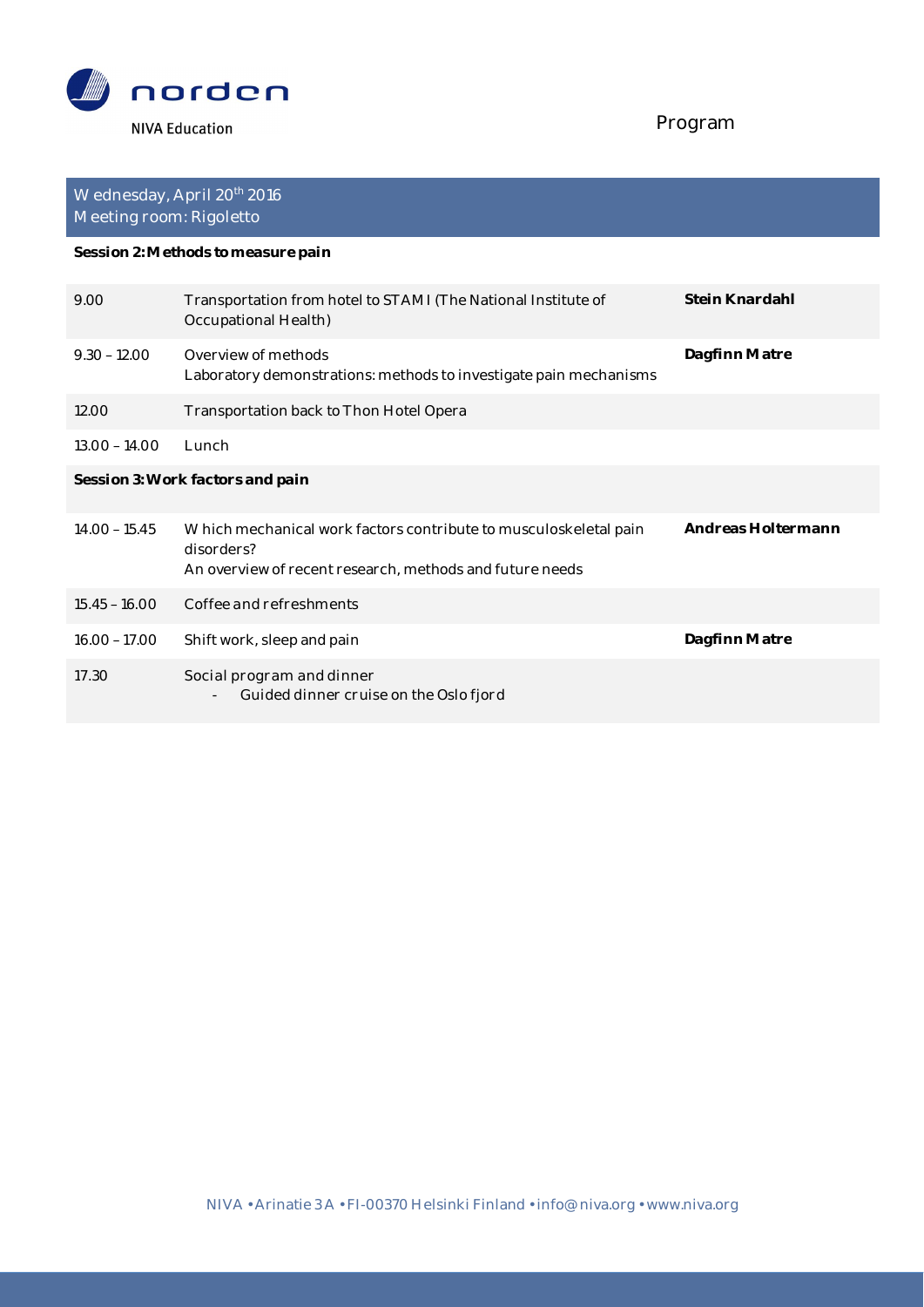# Program

**Wednesday, April 20th 2016**
**Meeting room: Rigoletto**

**Session 2: Methods to measure pain**

| | | |
|---|---|---|
| 9.00 | Transportation from hotel to STAMI (The National Institute of Occupational Health) | **Stein Knardahl** |
| 9.30 – 12.00 | Overview of methods<br>Laboratory demonstrations: methods to investigate pain mechanisms | **Dagfinn Matre** |
| 12.00 | Transportation back to Thon Hotel Opera | |
| 13.00 – 14.00 | Lunch | |
| **Session 3: Work factors and pain** | | |
| 14.00 – 15.45 | Which mechanical work factors contribute to musculoskeletal pain disorders?<br>An overview of recent research, methods and future needs | **Andreas Holtermann** |
| 15.45 – 16.00 | Coffee and refreshments | |
| 16.00 – 17.00 | Shift work, sleep and pain | **Dagfinn Matre** |
| 17.30 | Social program and dinner<br>- Guided dinner cruise on the Oslo fjord | |

NIVA • Arinatie 3A • FI-00370 Helsinki Finland • info@niva.org • www.niva.org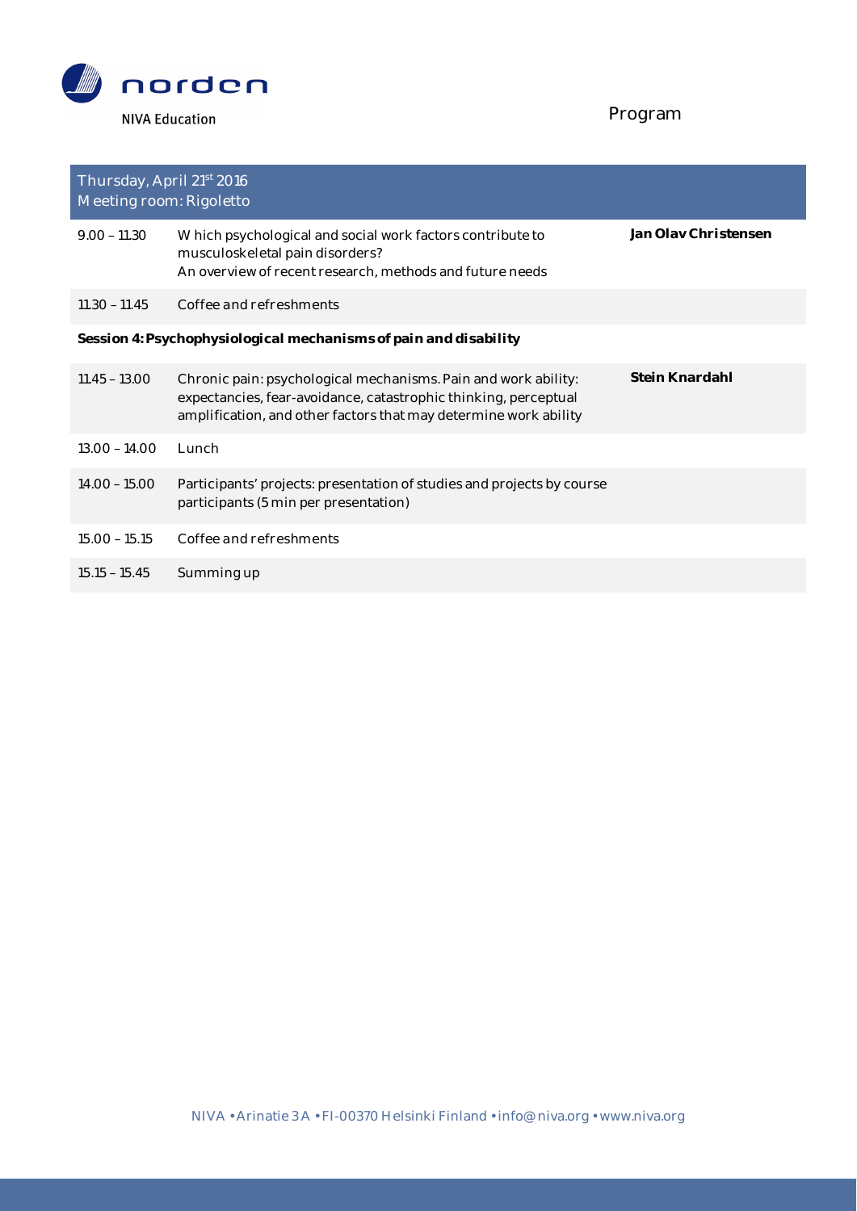NIVA Education

Program

| Thursday, April 21st 2016<br>Meeting room: Rigoletto | | |
|---|---|---|
| 9.00 – 11.30 | Which psychological and social work factors contribute to musculoskeletal pain disorders?<br>An overview of recent research, methods and future needs | **Jan Olav Christensen** |
| 11.30 – 11.45 | Coffee and refreshments | |
| **Session 4: Psychophysiological mechanisms of pain and disability** | | |
| 11.45 – 13.00 | Chronic pain: psychological mechanisms. Pain and work ability: expectancies, fear-avoidance, catastrophic thinking, perceptual amplification, and other factors that may determine work ability | **Stein Knardahl** |
| 13.00 – 14.00 | Lunch | |
| 14.00 – 15.00 | Participants' projects: presentation of studies and projects by course participants (5 min per presentation) | |
| 15.00 – 15.15 | Coffee and refreshments | |
| 15.15 – 15.45 | Summing up | |

NIVA • Arinatie 3 A • FI-00370 Helsinki Finland • info@niva.org • www.niva.org